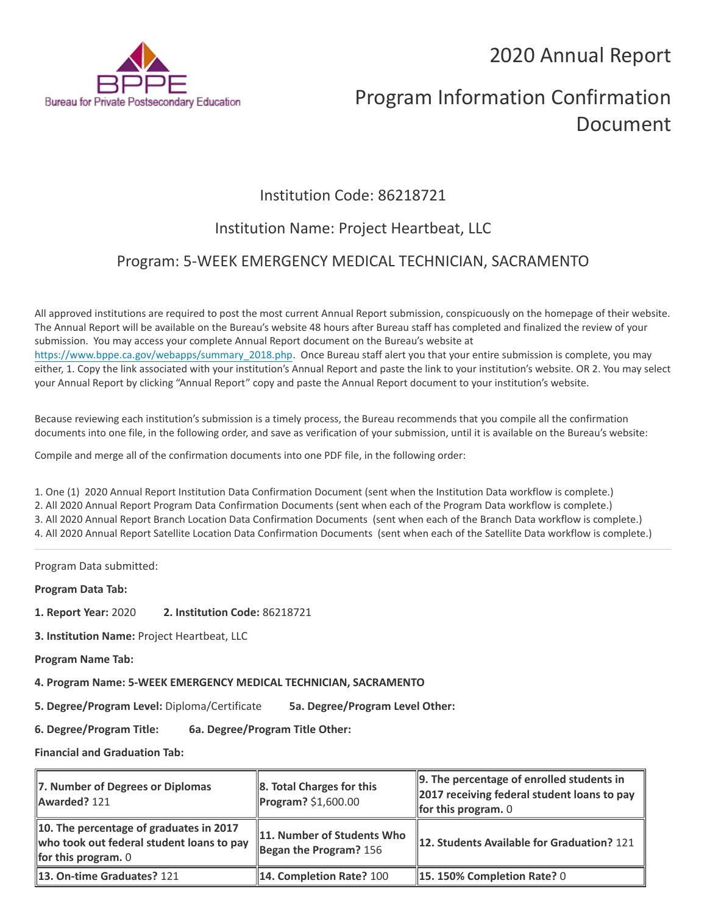# 2020 Annual Report

# Program Information Confirmation Document

## Institution Code: 86218721

## Institution Name: Project Heartbeat, LLC

## Program: 5-WEEK EMERGENCY MEDICAL TECHNICIAN, SACRAMENTO

All approved institutions are required to post the most current Annual Report submission, conspicuously on the homepage of their website. The Annual Report will be available on the Bureau's website 48 hours after Bureau staff has completed and finalized the review of your submission. You may access your complete Annual Report document on the Bureau's website at https://www.bppe.ca.gov/webapps/summary_2018.php. Once Bureau staff alert you that your entire submission is complete, you may either, 1. Copy the link associated with your institution's Annual Report and paste the link to your institution's website. OR 2. You may select your Annual Report by clicking "Annual Report" copy and paste the Annual Report document to your institution's website.

Because reviewing each institution's submission is a timely process, the Bureau recommends that you compile all the confirmation documents into one file, in the following order, and save as verification of your submission, until it is available on the Bureau's website:

Compile and merge all of the confirmation documents into one PDF file, in the following order:

1. One (1) 2020 Annual Report Institution Data Confirmation Document (sent when the Institution Data workflow is complete.)
2. All 2020 Annual Report Program Data Confirmation Documents (sent when each of the Program Data workflow is complete.)
3. All 2020 Annual Report Branch Location Data Confirmation Documents (sent when each of the Branch Data workflow is complete.)
4. All 2020 Annual Report Satellite Location Data Confirmation Documents (sent when each of the Satellite Data workflow is complete.)

---

Program Data submitted:

**Program Data Tab:**

**1. Report Year:** 2020 **2. Institution Code:** 86218721

**3. Institution Name:** Project Heartbeat, LLC

**Program Name Tab:**

**4. Program Name: 5-WEEK EMERGENCY MEDICAL TECHNICIAN, SACRAMENTO**

**5. Degree/Program Level:** Diploma/Certificate **5a. Degree/Program Level Other:**

**6. Degree/Program Title:** **6a. Degree/Program Title Other:**

**Financial and Graduation Tab:**

| | | |
|---|---|---|
| **7. Number of Degrees or Diplomas Awarded?** 121 | **8. Total Charges for this Program?** $1,600.00 | **9. The percentage of enrolled students in 2017 receiving federal student loans to pay for this program.** 0 |
| **10. The percentage of graduates in 2017 who took out federal student loans to pay for this program.** 0 | **11. Number of Students Who Began the Program?** 156 | **12. Students Available for Graduation?** 121 |
| **13. On-time Graduates?** 121 | **14. Completion Rate?** 100 | **15. 150% Completion Rate?** 0 |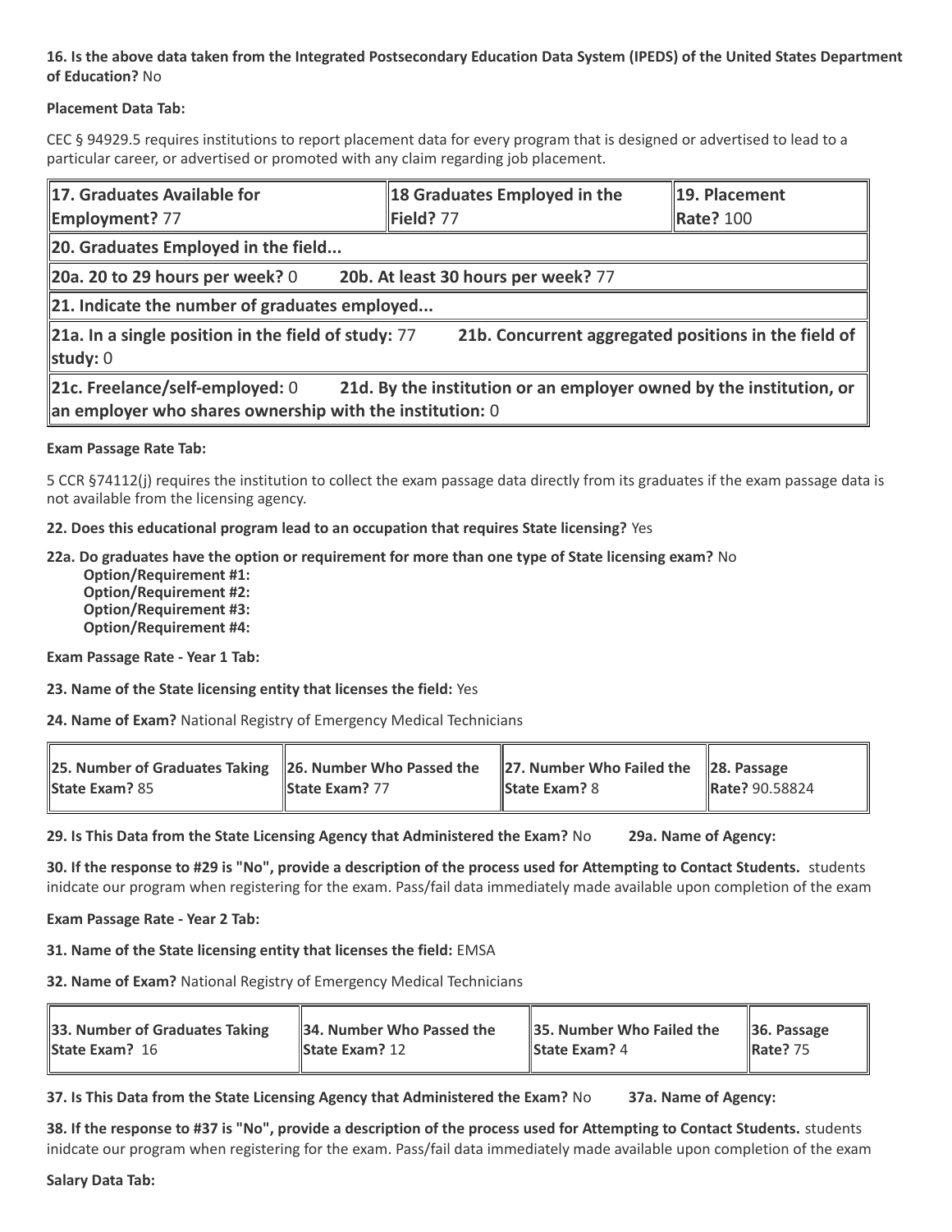**16. Is the above data taken from the Integrated Postsecondary Education Data System (IPEDS) of the United States Department of Education?** No

**Placement Data Tab:**

CEC § 94929.5 requires institutions to report placement data for every program that is designed or advertised to lead to a particular career, or advertised or promoted with any claim regarding job placement.

| **17. Graduates Available for Employment?** 77 | **18 Graduates Employed in the Field?** 77 | **19. Placement Rate?** 100 |
|---|---|---|
| **20. Graduates Employed in the field...** | | |
| **20a. 20 to 29 hours per week?** 0 **20b. At least 30 hours per week?** 77 | | |
| **21. Indicate the number of graduates employed...** | | |
| **21a. In a single position in the field of study:** 77 **21b. Concurrent aggregated positions in the field of study:** 0 | | |
| **21c. Freelance/self-employed:** 0 **21d. By the institution or an employer owned by the institution, or an employer who shares ownership with the institution:** 0 | | |

**Exam Passage Rate Tab:**

5 CCR §74112(j) requires the institution to collect the exam passage data directly from its graduates if the exam passage data is not available from the licensing agency.

**22. Does this educational program lead to an occupation that requires State licensing?** Yes

**22a. Do graduates have the option or requirement for more than one type of State licensing exam?** No
- **Option/Requirement #1:**
- **Option/Requirement #2:**
- **Option/Requirement #3:**
- **Option/Requirement #4:**

**Exam Passage Rate - Year 1 Tab:**

**23. Name of the State licensing entity that licenses the field:** Yes

**24. Name of Exam?** National Registry of Emergency Medical Technicians

| **25. Number of Graduates Taking State Exam?** 85 | **26. Number Who Passed the State Exam?** 77 | **27. Number Who Failed the State Exam?** 8 | **28. Passage Rate?** 90.58824 |
|---|---|---|---|

**29. Is This Data from the State Licensing Agency that Administered the Exam?** No **29a. Name of Agency:**

**30. If the response to #29 is "No", provide a description of the process used for Attempting to Contact Students.** students inidcate our program when registering for the exam. Pass/fail data immediately made available upon completion of the exam

**Exam Passage Rate - Year 2 Tab:**

**31. Name of the State licensing entity that licenses the field:** EMSA

**32. Name of Exam?** National Registry of Emergency Medical Technicians

| **33. Number of Graduates Taking State Exam?** 16 | **34. Number Who Passed the State Exam?** 12 | **35. Number Who Failed the State Exam?** 4 | **36. Passage Rate?** 75 |
|---|---|---|---|

**37. Is This Data from the State Licensing Agency that Administered the Exam?** No **37a. Name of Agency:**

**38. If the response to #37 is "No", provide a description of the process used for Attempting to Contact Students.** students inidcate our program when registering for the exam. Pass/fail data immediately made available upon completion of the exam

**Salary Data Tab:**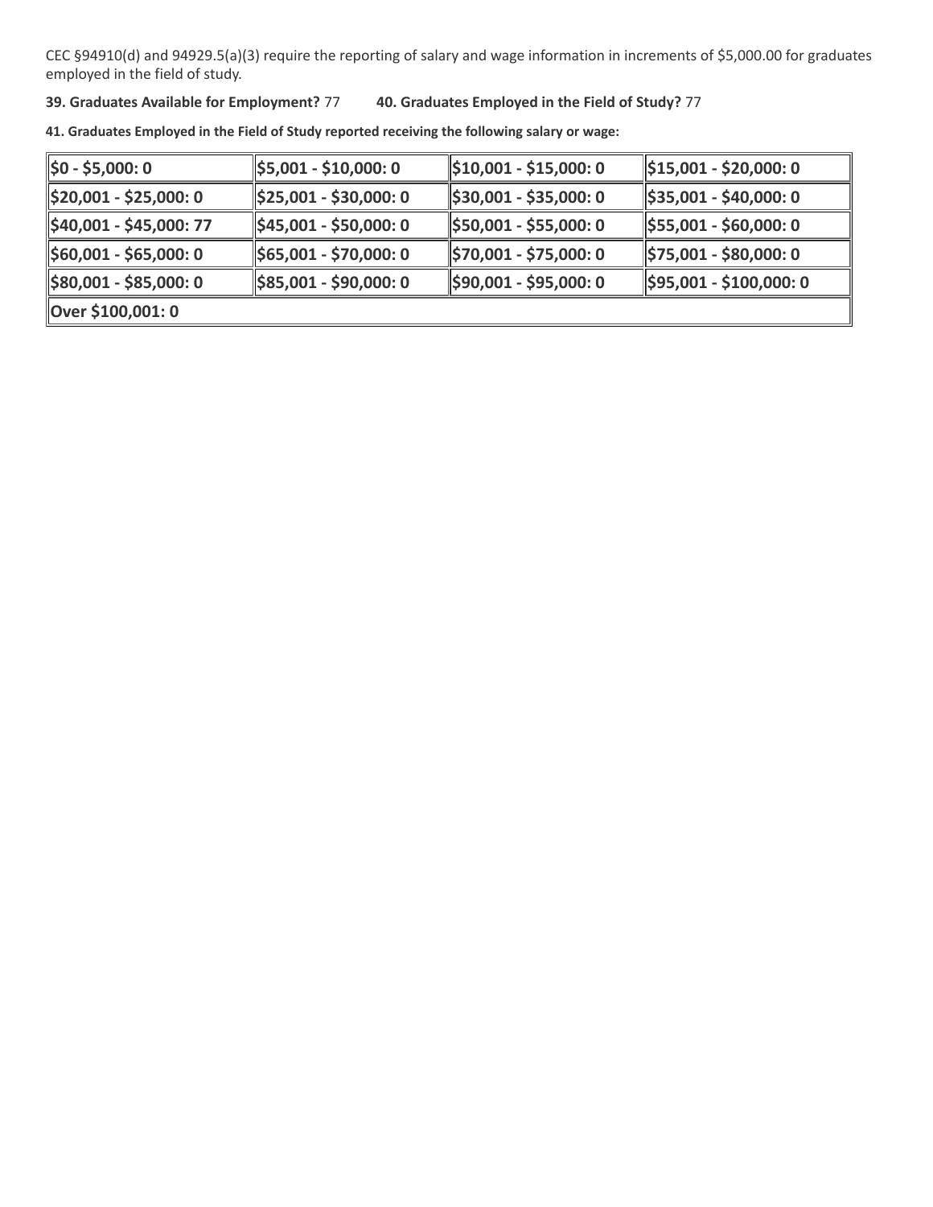CEC §94910(d) and 94929.5(a)(3) require the reporting of salary and wage information in increments of $5,000.00 for graduates employed in the field of study.

**39. Graduates Available for Employment?** 77 **40. Graduates Employed in the Field of Study?** 77

**41. Graduates Employed in the Field of Study reported receiving the following salary or wage:**

| | | | |
|---|---|---|---|
| **$0 - $5,000: 0** | **$5,001 - $10,000: 0** | **$10,001 - $15,000: 0** | **$15,001 - $20,000: 0** |
| **$20,001 - $25,000: 0** | **$25,001 - $30,000: 0** | **$30,001 - $35,000: 0** | **$35,001 - $40,000: 0** |
| **$40,001 - $45,000: 77** | **$45,001 - $50,000: 0** | **$50,001 - $55,000: 0** | **$55,001 - $60,000: 0** |
| **$60,001 - $65,000: 0** | **$65,001 - $70,000: 0** | **$70,001 - $75,000: 0** | **$75,001 - $80,000: 0** |
| **$80,001 - $85,000: 0** | **$85,001 - $90,000: 0** | **$90,001 - $95,000: 0** | **$95,001 - $100,000: 0** |
| **Over $100,001: 0** | | | |